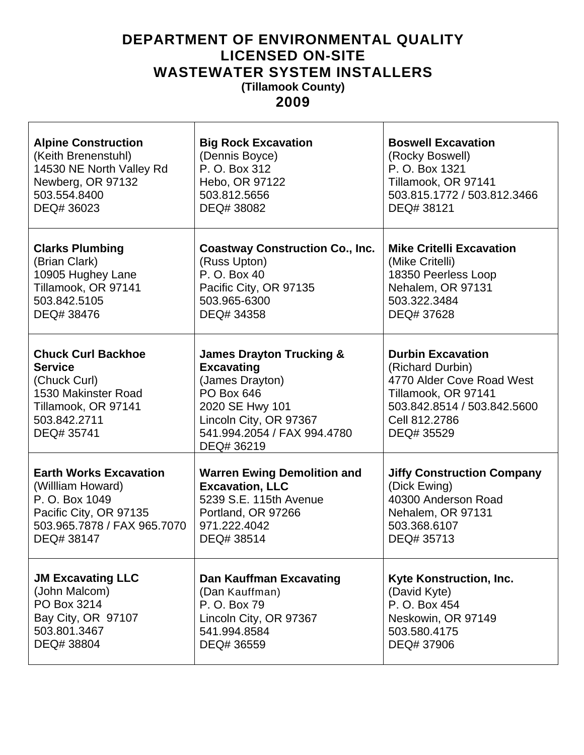# DEPARTMENT OF ENVIRONMENTAL QUALITY
# LICENSED ON-SITE
# WASTEWATER SYSTEM INSTALLERS

**(Tillamook County)**

**2009**

| | | |
|---|---|---|
| **Alpine Construction**<br>(Keith Brenenstuhl)<br>14530 NE North Valley Rd<br>Newberg, OR 97132<br>503.554.8400<br>DEQ# 36023 | **Big Rock Excavation**<br>(Dennis Boyce)<br>P. O. Box 312<br>Hebo, OR 97122<br>503.812.5656<br>DEQ# 38082 | **Boswell Excavation**<br>(Rocky Boswell)<br>P. O. Box 1321<br>Tillamook, OR 97141<br>503.815.1772 / 503.812.3466<br>DEQ# 38121 |
| **Clarks Plumbing**<br>(Brian Clark)<br>10905 Hughey Lane<br>Tillamook, OR 97141<br>503.842.5105<br>DEQ# 38476 | **Coastway Construction Co., Inc.**<br>(Russ Upton)<br>P. O. Box 40<br>Pacific City, OR 97135<br>503.965-6300<br>DEQ# 34358 | **Mike Critelli Excavation**<br>(Mike Critelli)<br>18350 Peerless Loop<br>Nehalem, OR 97131<br>503.322.3484<br>DEQ# 37628 |
| **Chuck Curl Backhoe Service**<br>(Chuck Curl)<br>1530 Makinster Road<br>Tillamook, OR 97141<br>503.842.2711<br>DEQ# 35741 | **James Drayton Trucking & Excavating**<br>(James Drayton)<br>PO Box 646<br>2020 SE Hwy 101<br>Lincoln City, OR 97367<br>541.994.2054 / FAX 994.4780<br>DEQ# 36219 | **Durbin Excavation**<br>(Richard Durbin)<br>4770 Alder Cove Road West<br>Tillamook, OR 97141<br>503.842.8514 / 503.842.5600<br>Cell 812.2786<br>DEQ# 35529 |
| **Earth Works Excavation**<br>(Willliam Howard)<br>P. O. Box 1049<br>Pacific City, OR 97135<br>503.965.7878 / FAX 965.7070<br>DEQ# 38147 | **Warren Ewing Demolition and Excavation, LLC**<br>5239 S.E. 115th Avenue<br>Portland, OR 97266<br>971.222.4042<br>DEQ# 38514 | **Jiffy Construction Company**<br>(Dick Ewing)<br>40300 Anderson Road<br>Nehalem, OR 97131<br>503.368.6107<br>DEQ# 35713 |
| **JM Excavating LLC**<br>(John Malcom)<br>PO Box 3214<br>Bay City, OR 97107<br>503.801.3467<br>DEQ# 38804 | **Dan Kauffman Excavating**<br>(Dan Kauffman)<br>P. O. Box 79<br>Lincoln City, OR 97367<br>541.994.8584<br>DEQ# 36559 | **Kyte Konstruction, Inc.**<br>(David Kyte)<br>P. O. Box 454<br>Neskowin, OR 97149<br>503.580.4175<br>DEQ# 37906 |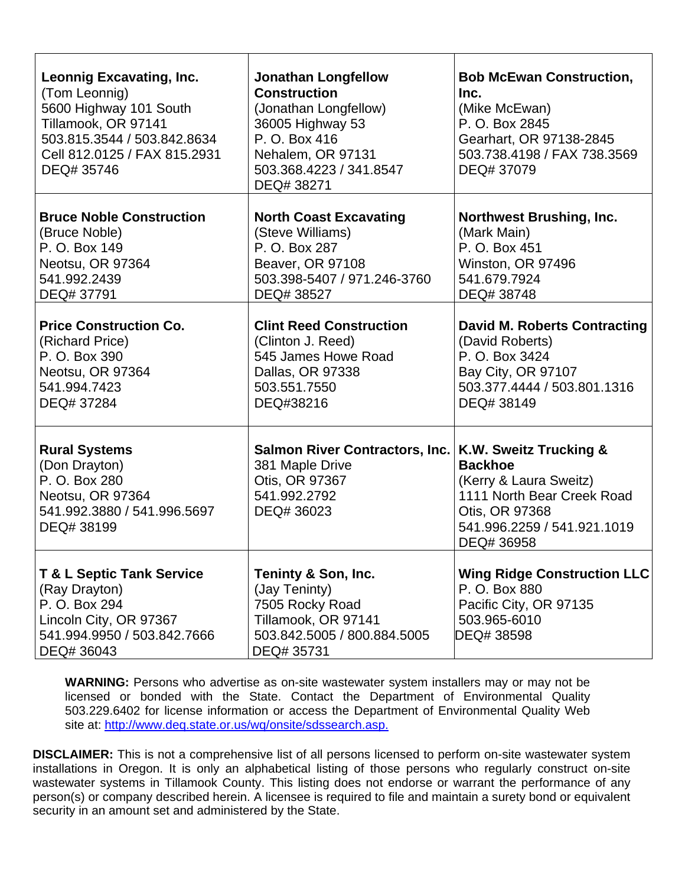| | | |
|---|---|---|
| **Leonnig Excavating, Inc.**<br>(Tom Leonnig)<br>5600 Highway 101 South<br>Tillamook, OR 97141<br>503.815.3544 / 503.842.8634<br>Cell 812.0125 / FAX 815.2931<br>DEQ# 35746 | **Jonathan Longfellow Construction**<br>(Jonathan Longfellow)<br>36005 Highway 53<br>P. O. Box 416<br>Nehalem, OR 97131<br>503.368.4223 / 341.8547<br>DEQ# 38271 | **Bob McEwan Construction, Inc.**<br>(Mike McEwan)<br>P. O. Box 2845<br>Gearhart, OR 97138-2845<br>503.738.4198 / FAX 738.3569<br>DEQ# 37079 |
| **Bruce Noble Construction**<br>(Bruce Noble)<br>P. O. Box 149<br>Neotsu, OR 97364<br>541.992.2439<br>DEQ# 37791 | **North Coast Excavating**<br>(Steve Williams)<br>P. O. Box 287<br>Beaver, OR 97108<br>503.398-5407 / 971.246-3760<br>DEQ# 38527 | **Northwest Brushing, Inc.**<br>(Mark Main)<br>P. O. Box 451<br>Winston, OR 97496<br>541.679.7924<br>DEQ# 38748 |
| **Price Construction Co.**<br>(Richard Price)<br>P. O. Box 390<br>Neotsu, OR 97364<br>541.994.7423<br>DEQ# 37284 | **Clint Reed Construction**<br>(Clinton J. Reed)<br>545 James Howe Road<br>Dallas, OR 97338<br>503.551.7550<br>DEQ#38216 | **David M. Roberts Contracting**<br>(David Roberts)<br>P. O. Box 3424<br>Bay City, OR 97107<br>503.377.4444 / 503.801.1316<br>DEQ# 38149 |
| **Rural Systems**<br>(Don Drayton)<br>P. O. Box 280<br>Neotsu, OR 97364<br>541.992.3880 / 541.996.5697<br>DEQ# 38199 | **Salmon River Contractors, Inc.**<br>381 Maple Drive<br>Otis, OR 97367<br>541.992.2792<br>DEQ# 36023 | **K.W. Sweitz Trucking & Backhoe**<br>(Kerry & Laura Sweitz)<br>1111 North Bear Creek Road<br>Otis, OR 97368<br>541.996.2259 / 541.921.1019<br>DEQ# 36958 |
| **T & L Septic Tank Service**<br>(Ray Drayton)<br>P. O. Box 294<br>Lincoln City, OR 97367<br>541.994.9950 / 503.842.7666<br>DEQ# 36043 | **Teninty & Son, Inc.**<br>(Jay Teninty)<br>7505 Rocky Road<br>Tillamook, OR 97141<br>503.842.5005 / 800.884.5005<br>DEQ# 35731 | **Wing Ridge Construction LLC**<br>P. O. Box 880<br>Pacific City, OR 97135<br>503.965-6010<br>DEQ# 38598 |

**WARNING:** Persons who advertise as on-site wastewater system installers may or may not be licensed or bonded with the State. Contact the Department of Environmental Quality 503.229.6402 for license information or access the Department of Environmental Quality Web site at: http://www.deq.state.or.us/wq/onsite/sdssearch.asp.

**DISCLAIMER:** This is not a comprehensive list of all persons licensed to perform on-site wastewater system installations in Oregon. It is only an alphabetical listing of those persons who regularly construct on-site wastewater systems in Tillamook County. This listing does not endorse or warrant the performance of any person(s) or company described herein. A licensee is required to file and maintain a surety bond or equivalent security in an amount set and administered by the State.